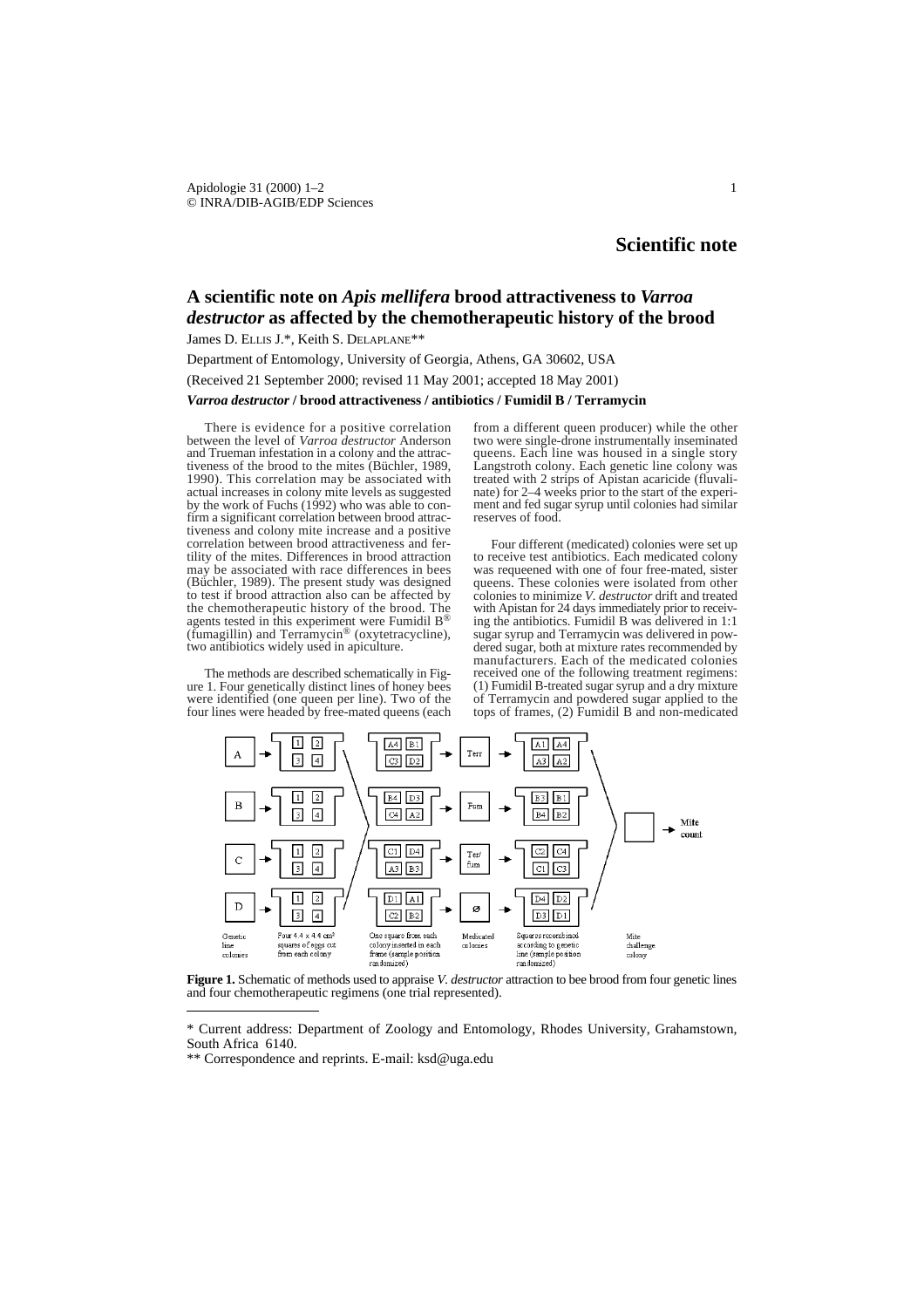## Scientific note

# A scientific note on *Apis mellifera* brood attractiveness to *Varroa destructor* as affected by the chemotherapeutic history of the brood

James D. ELLIS J.*, Keith S. DELAPLANE**

Department of Entomology, University of Georgia, Athens, GA 30602, USA

(Received 21 September 2000; revised 11 May 2001; accepted 18 May 2001)

***Varroa destructor* / brood attractiveness / antibiotics / Fumidil B / Terramycin**

There is evidence for a positive correlation between the level of *Varroa destructor* Anderson and Trueman infestation in a colony and the attractiveness of the brood to the mites (Büchler, 1989, 1990). This correlation may be associated with actual increases in colony mite levels as suggested by the work of Fuchs (1992) who was able to confirm a significant correlation between brood attractiveness and colony mite increase and a positive correlation between brood attractiveness and fertility of the mites. Differences in brood attraction may be associated with race differences in bees (Büchler, 1989). The present study was designed to test if brood attraction also can be affected by the chemotherapeutic history of the brood. The agents tested in this experiment were Fumidil B® (fumagillin) and Terramycin® (oxytetracycline), two antibiotics widely used in apiculture.

The methods are described schematically in Figure 1. Four genetically distinct lines of honey bees were identified (one queen per line). Two of the four lines were headed by free-mated queens (each from a different queen producer) while the other two were single-drone instrumentally inseminated queens. Each line was housed in a single story Langstroth colony. Each genetic line colony was treated with 2 strips of Apistan acaricide (fluvalinate) for 2–4 weeks prior to the start of the experiment and fed sugar syrup until colonies had similar reserves of food.

Four different (medicated) colonies were set up to receive test antibiotics. Each medicated colony was requeened with one of four free-mated, sister queens. These colonies were isolated from other colonies to minimize *V. destructor* drift and treated with Apistan for 24 days immediately prior to receiving the antibiotics. Fumidil B was delivered in 1:1 sugar syrup and Terramycin was delivered in powdered sugar, both at mixture rates recommended by manufacturers. Each of the medicated colonies received one of the following treatment regimens: (1) Fumidil B-treated sugar syrup and a dry mixture of Terramycin and powdered sugar applied to the tops of frames, (2) Fumidil B and non-medicated

**Figure 1.** Schematic of methods used to appraise *V. destructor* attraction to bee brood from four genetic lines and four chemotherapeutic regimens (one trial represented).

---

\* Current address: Department of Zoology and Entomology, Rhodes University, Grahamstown, South Africa 6140.

\*\* Correspondence and reprints. E-mail: ksd@uga.edu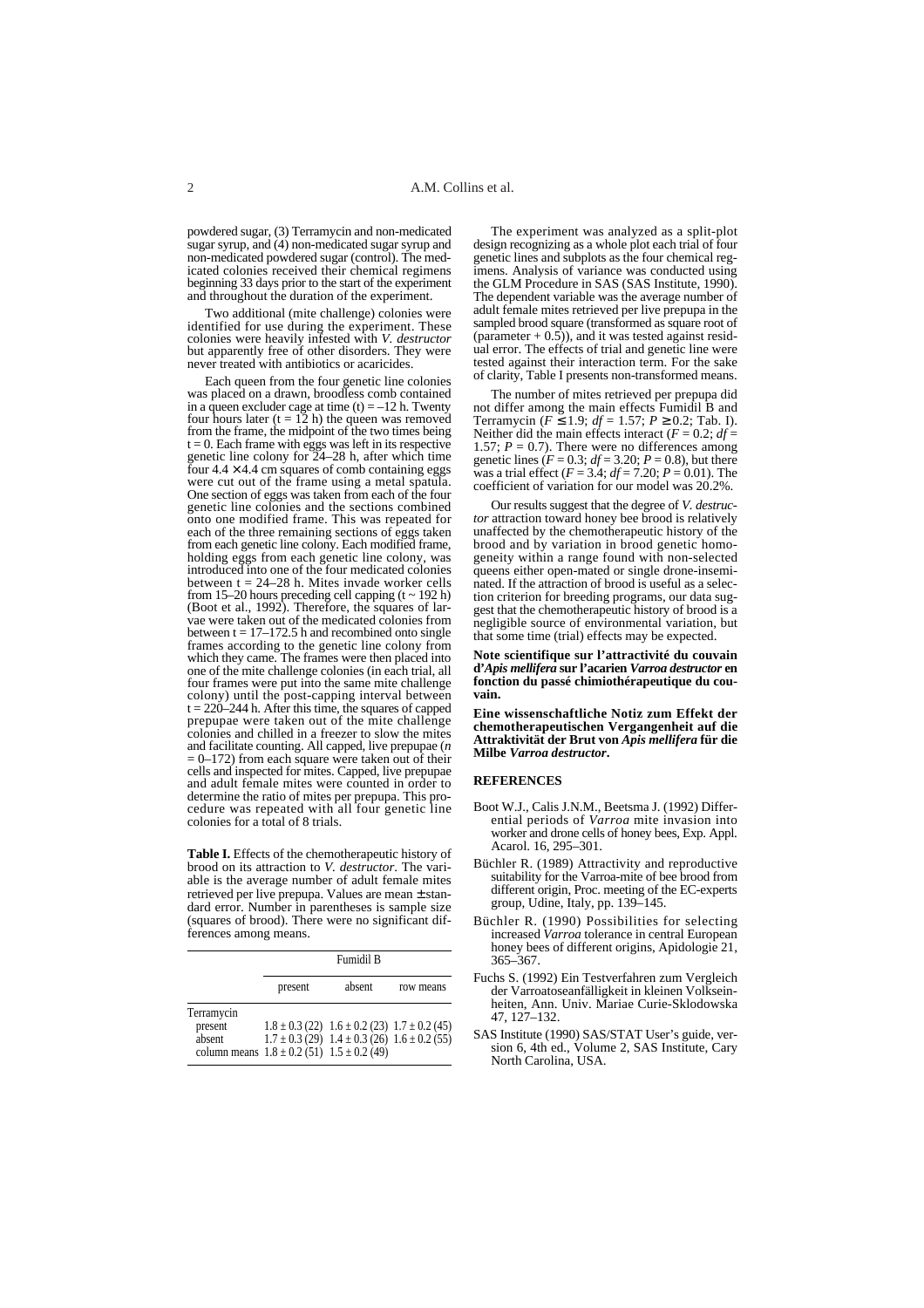powdered sugar, (3) Terramycin and non-medicated sugar syrup, and (4) non-medicated sugar syrup and non-medicated powdered sugar (control). The medicated colonies received their chemical regimens beginning 33 days prior to the start of the experiment and throughout the duration of the experiment.

Two additional (mite challenge) colonies were identified for use during the experiment. These colonies were heavily infested with *V. destructor* but apparently free of other disorders. They were never treated with antibiotics or acaricides.

Each queen from the four genetic line colonies was placed on a drawn, broodless comb contained in a queen excluder cage at time (t) = –12 h. Twenty four hours later (t = 12 h) the queen was removed from the frame, the midpoint of the two times being t = 0. Each frame with eggs was left in its respective genetic line colony for 24–28 h, after which time four 4.4 × 4.4 cm squares of comb containing eggs were cut out of the frame using a metal spatula. One section of eggs was taken from each of the four genetic line colonies and the sections combined onto one modified frame. This was repeated for each of the three remaining sections of eggs taken from each genetic line colony. Each modified frame, holding eggs from each genetic line colony, was introduced into one of the four medicated colonies between t = 24–28 h. Mites invade worker cells from 15–20 hours preceding cell capping (t ~ 192 h) (Boot et al., 1992). Therefore, the squares of larvae were taken out of the medicated colonies from between t = 17–172.5 h and recombined onto single frames according to the genetic line colony from which they came. The frames were then placed into one of the mite challenge colonies (in each trial, all four frames were put into the same mite challenge colony) until the post-capping interval between t = 220–244 h. After this time, the squares of capped prepupae were taken out of the mite challenge colonies and chilled in a freezer to slow the mites and facilitate counting. All capped, live prepupae (*n* = 0–172) from each square were taken out of their cells and inspected for mites. Capped, live prepupae and adult female mites were counted in order to determine the ratio of mites per prepupa. This procedure was repeated with all four genetic line colonies for a total of 8 trials.

**Table I.** Effects of the chemotherapeutic history of brood on its attraction to *V. destructor*. The variable is the average number of adult female mites retrieved per live prepupa. Values are mean ± standard error. Number in parentheses is sample size (squares of brood). There were no significant differences among means.

| | Fumidil B | | |
|---|---|---|---|
| | present | absent | row means |
| Terramycin | | | |
| present | 1.8 ± 0.3 (22) | 1.6 ± 0.2 (23) | 1.7 ± 0.2 (45) |
| absent | 1.7 ± 0.3 (29) | 1.4 ± 0.3 (26) | 1.6 ± 0.2 (55) |
| column means | 1.8 ± 0.2 (51) | 1.5 ± 0.2 (49) | |

The experiment was analyzed as a split-plot design recognizing as a whole plot each trial of four genetic lines and subplots as the four chemical regimens. Analysis of variance was conducted using the GLM Procedure in SAS (SAS Institute, 1990). The dependent variable was the average number of adult female mites retrieved per live prepupa in the sampled brood square (transformed as square root of (parameter + 0.5)), and it was tested against residual error. The effects of trial and genetic line were tested against their interaction term. For the sake of clarity, Table I presents non-transformed means.

The number of mites retrieved per prepupa did not differ among the main effects Fumidil B and Terramycin ($F \leq 1.9$; $df = 1.57$; $P \geq 0.2$; Tab. I). Neither did the main effects interact ($F = 0.2$; $df = 1.57$; $P = 0.7$). There were no differences among genetic lines ($F = 0.3$; $df = 3.20$; $P = 0.8$), but there was a trial effect ($F = 3.4$; $df = 7.20$; $P = 0.01$). The coefficient of variation for our model was 20.2%.

Our results suggest that the degree of *V. destructor* attraction toward honey bee brood is relatively unaffected by the chemotherapeutic history of the brood and by variation in brood genetic homogeneity within a range found with non-selected queens either open-mated or single drone-inseminated. If the attraction of brood is useful as a selection criterion for breeding programs, our data suggest that the chemotherapeutic history of brood is a negligible source of environmental variation, but that some time (trial) effects may be expected.

**Note scientifique sur l'attractivité du couvain d'*Apis mellifera* sur l'acarien *Varroa destructor* en fonction du passé chimiothérapeutique du couvain.**

**Eine wissenschaftliche Notiz zum Effekt der chemotherapeutischen Vergangenheit auf die Attraktivität der Brut von *Apis mellifera* für die Milbe *Varroa destructor*.**

## REFERENCES

Boot W.J., Calis J.N.M., Beetsma J. (1992) Differential periods of *Varroa* mite invasion into worker and drone cells of honey bees, Exp. Appl. Acarol. 16, 295–301.

Büchler R. (1989) Attractivity and reproductive suitability for the Varroa-mite of bee brood from different origin, Proc. meeting of the EC-experts group, Udine, Italy, pp. 139–145.

Büchler R. (1990) Possibilities for selecting increased *Varroa* tolerance in central European honey bees of different origins, Apidologie 21, 365–367.

Fuchs S. (1992) Ein Testverfahren zum Vergleich der Varroatoseanfälligkeit in kleinen Volkseinheiten, Ann. Univ. Mariae Curie-Sklodowska 47, 127–132.

SAS Institute (1990) SAS/STAT User's guide, version 6, 4th ed., Volume 2, SAS Institute, Cary North Carolina, USA.